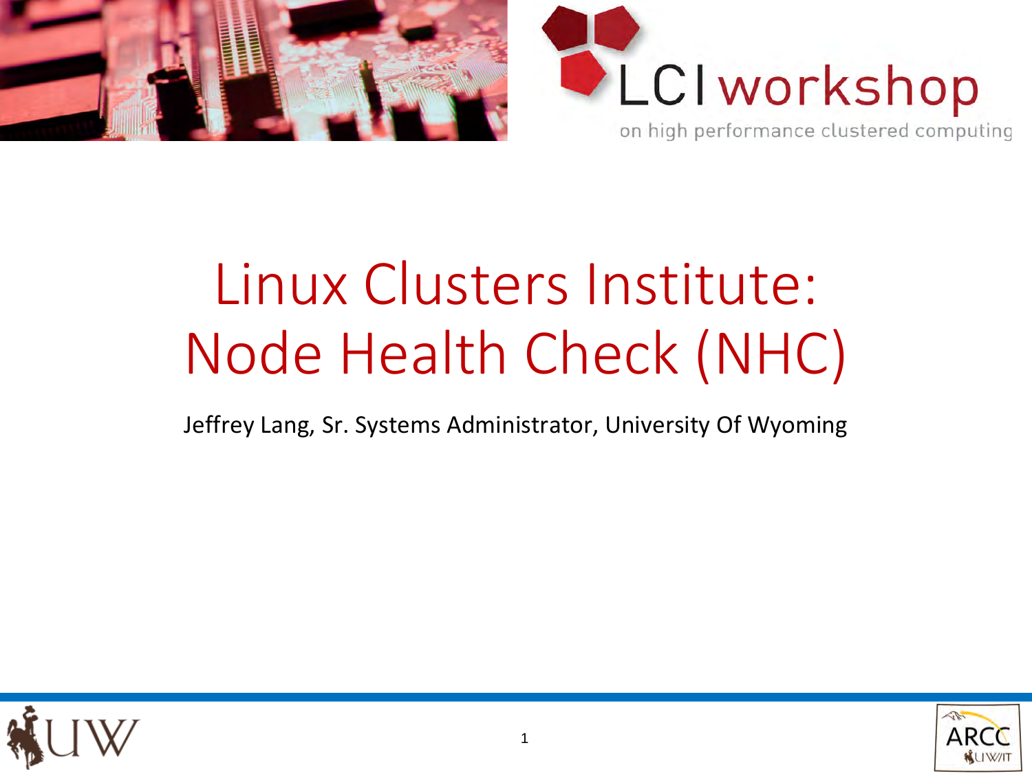LCI workshop

on high performance clustered computing

# Linux Clusters Institute: Node Health Check (NHC)

Jeffrey Lang, Sr. Systems Administrator, University Of Wyoming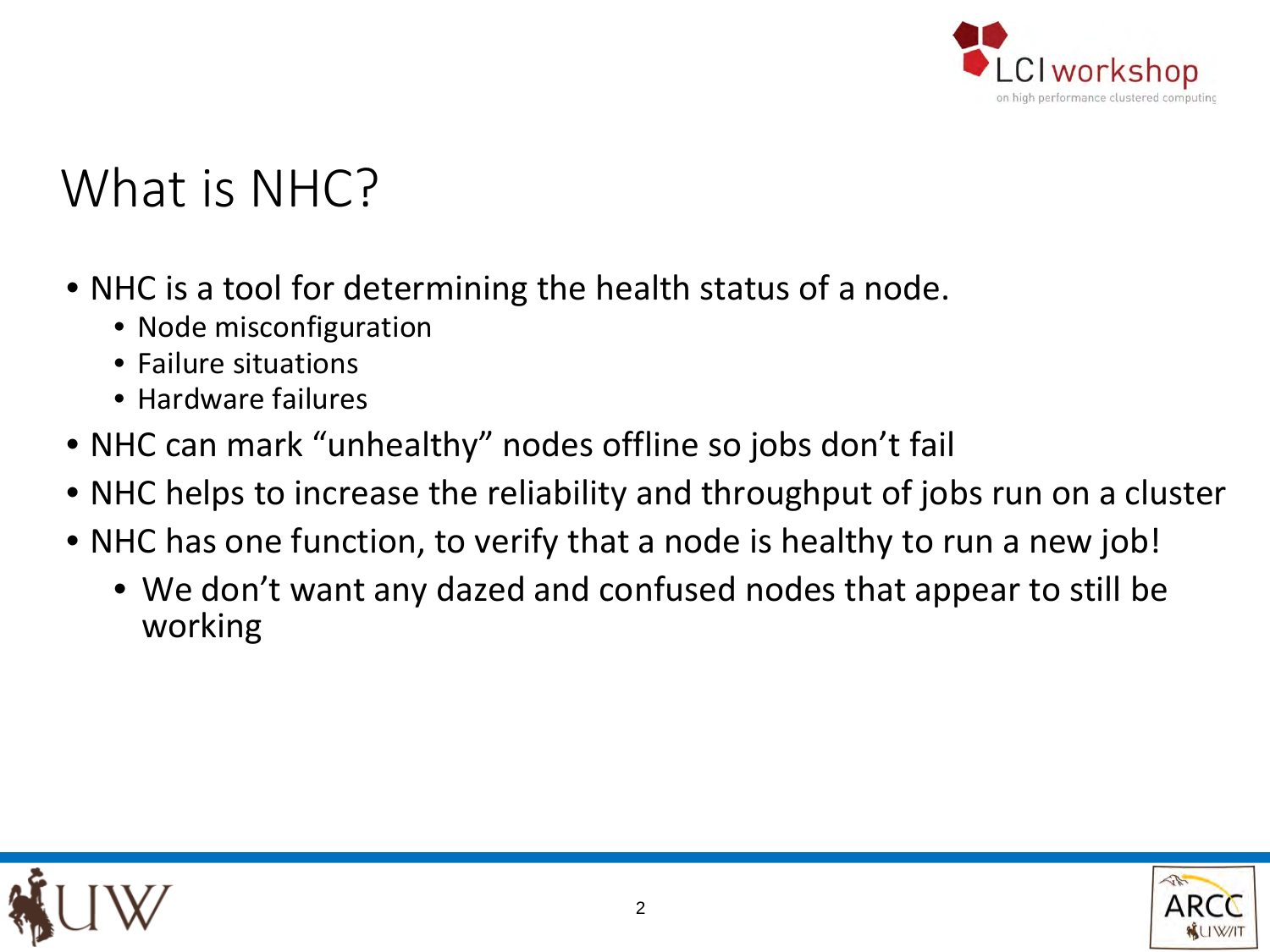# What is NHC?

- NHC is a tool for determining the health status of a node.
  - Node misconfiguration
  - Failure situations
  - Hardware failures
- NHC can mark "unhealthy" nodes offline so jobs don't fail
- NHC helps to increase the reliability and throughput of jobs run on a cluster
- NHC has one function, to verify that a node is healthy to run a new job!
  - We don't want any dazed and confused nodes that appear to still be working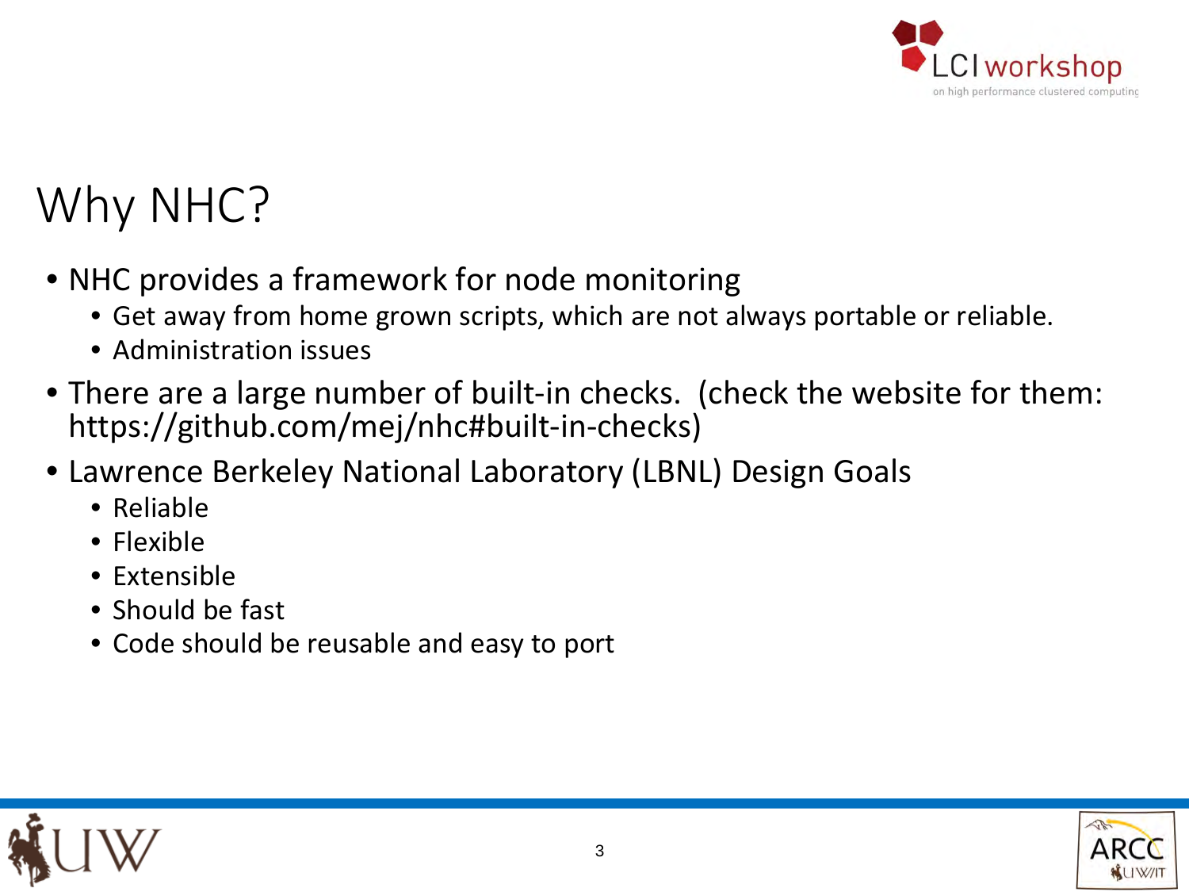# Why NHC?

- NHC provides a framework for node monitoring
  - Get away from home grown scripts, which are not always portable or reliable.
  - Administration issues
- There are a large number of built-in checks. (check the website for them: https://github.com/mej/nhc#built-in-checks)
- Lawrence Berkeley National Laboratory (LBNL) Design Goals
  - Reliable
  - Flexible
  - Extensible
  - Should be fast
  - Code should be reusable and easy to port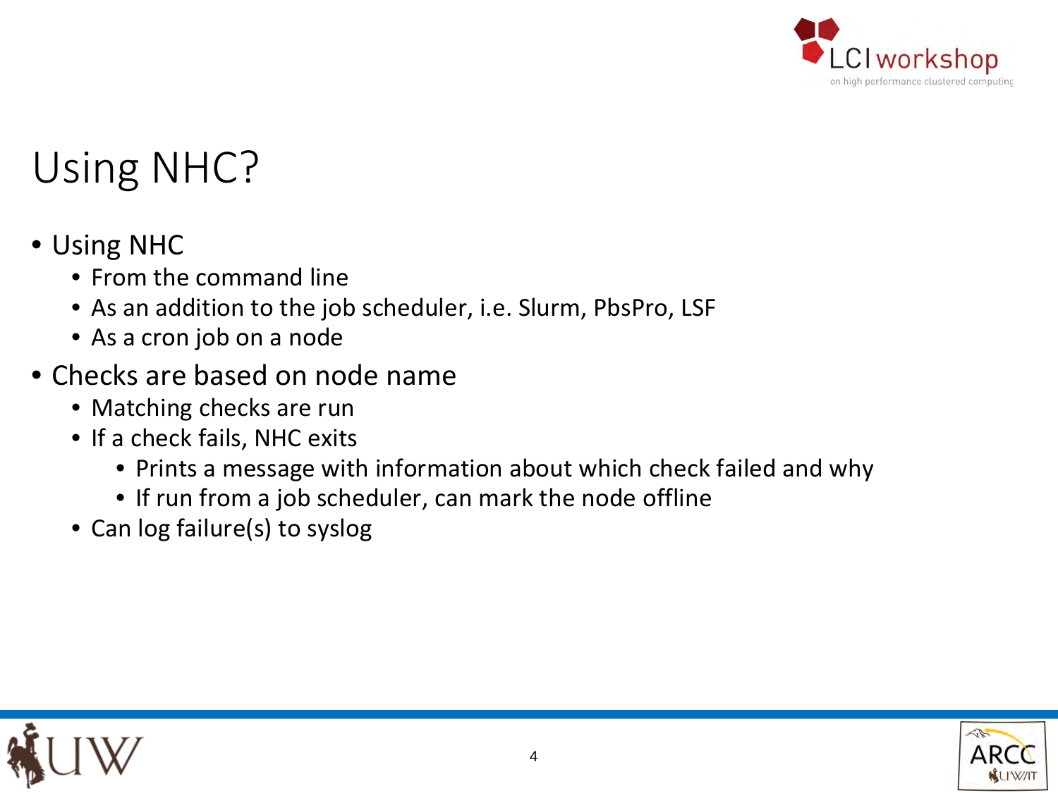# Using NHC?

- Using NHC
  - From the command line
  - As an addition to the job scheduler, i.e. Slurm, PbsPro, LSF
  - As a cron job on a node
- Checks are based on node name
  - Matching checks are run
  - If a check fails, NHC exits
    - Prints a message with information about which check failed and why
    - If run from a job scheduler, can mark the node offline
  - Can log failure(s) to syslog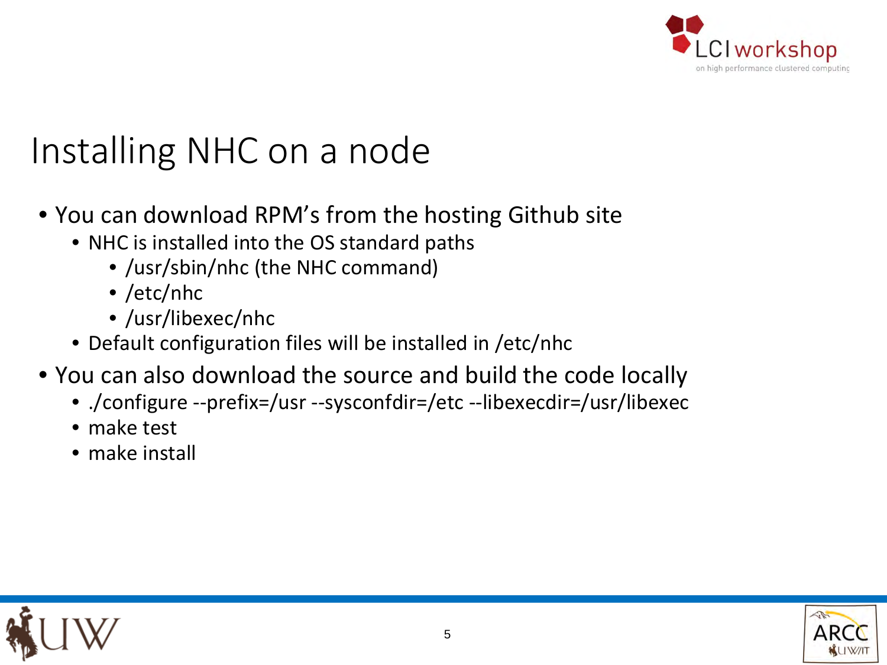# Installing NHC on a node

- You can download RPM's from the hosting Github site
  - NHC is installed into the OS standard paths
    - /usr/sbin/nhc (the NHC command)
    - /etc/nhc
    - /usr/libexec/nhc
  - Default configuration files will be installed in /etc/nhc
- You can also download the source and build the code locally
  - ./configure --prefix=/usr --sysconfdir=/etc --libexecdir=/usr/libexec
  - make test
  - make install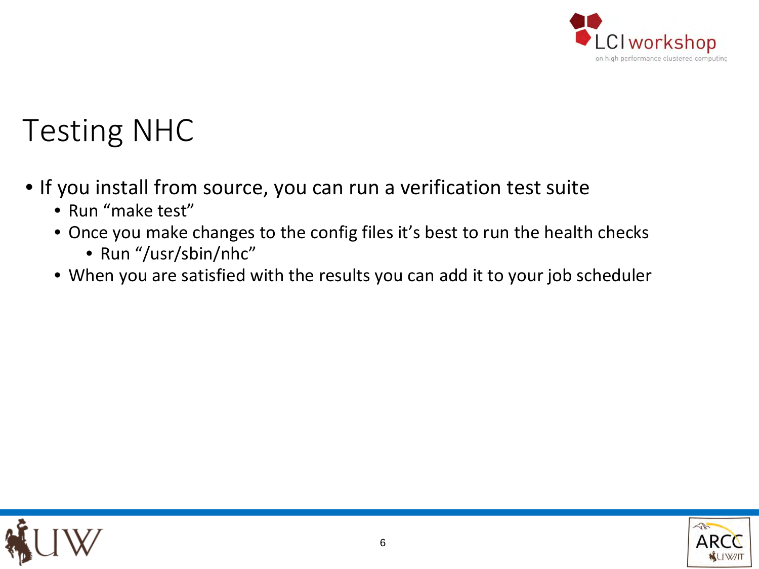# Testing NHC

- If you install from source, you can run a verification test suite
  - Run “make test”
  - Once you make changes to the config files it’s best to run the health checks
    - Run “/usr/sbin/nhc”
  - When you are satisfied with the results you can add it to your job scheduler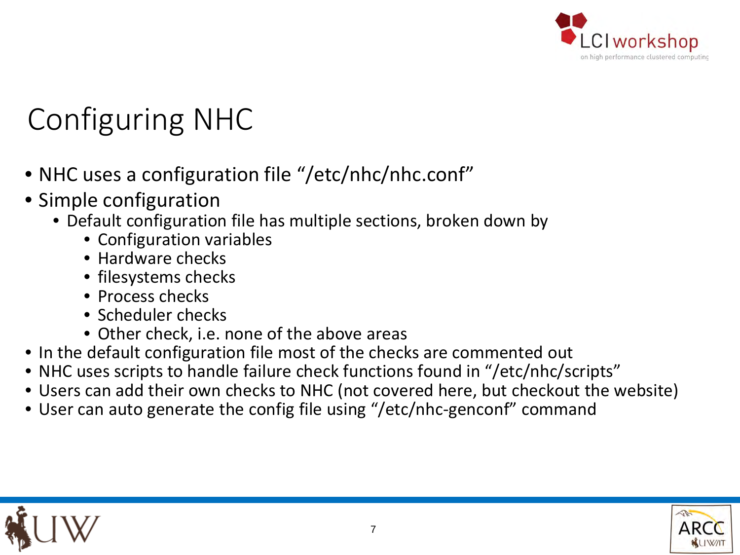# Configuring NHC

- NHC uses a configuration file “/etc/nhc/nhc.conf”
- Simple configuration
  - Default configuration file has multiple sections, broken down by
    - Configuration variables
    - Hardware checks
    - filesystems checks
    - Process checks
    - Scheduler checks
    - Other check, i.e. none of the above areas
- In the default configuration file most of the checks are commented out
- NHC uses scripts to handle failure check functions found in “/etc/nhc/scripts”
- Users can add their own checks to NHC (not covered here, but checkout the website)
- User can auto generate the config file using “/etc/nhc-genconf” command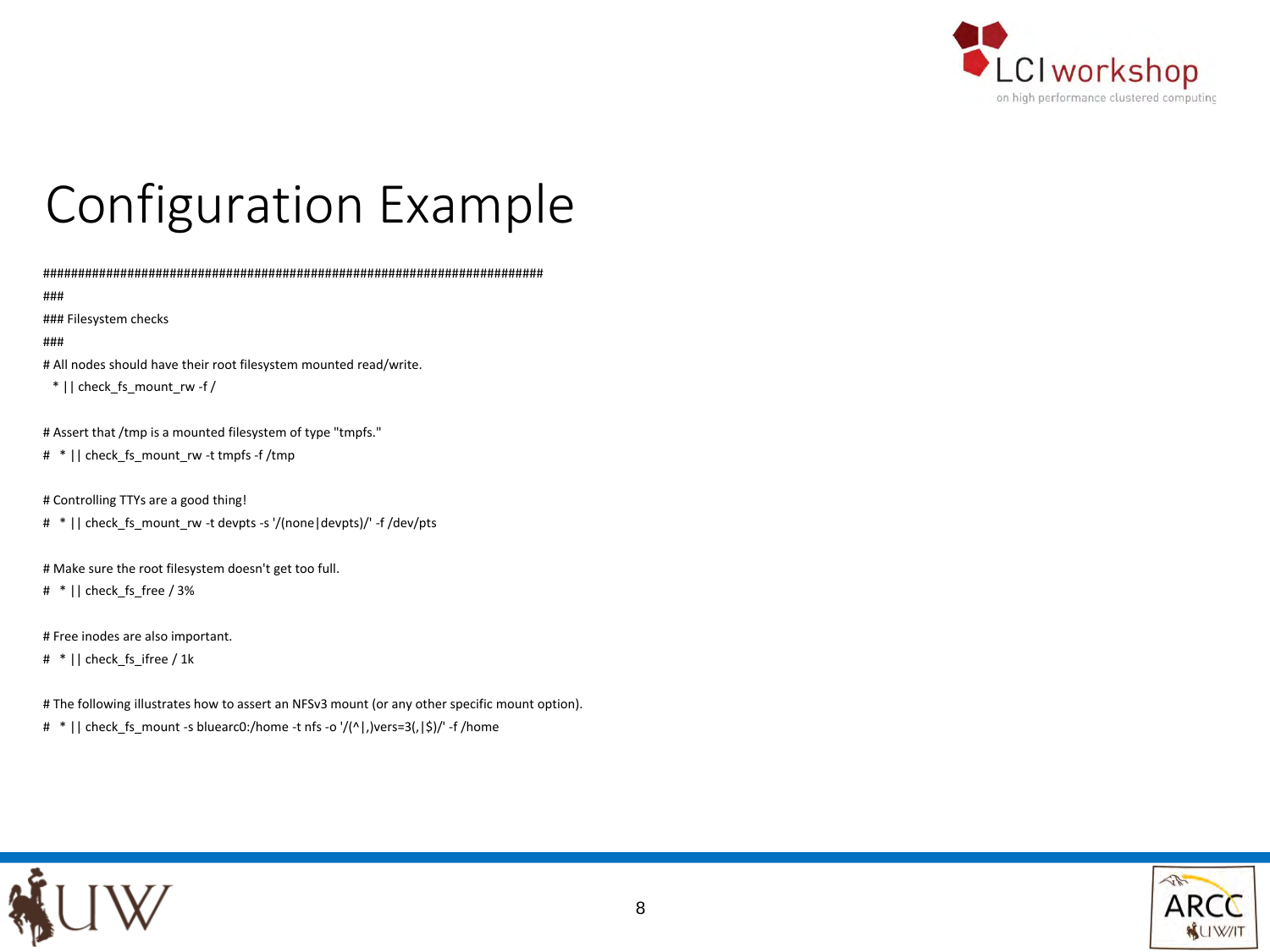# Configuration Example

```
#######################################################################
###
### Filesystem checks
###
# All nodes should have their root filesystem mounted read/write.
 * || check_fs_mount_rw -f /

# Assert that /tmp is a mounted filesystem of type "tmpfs."
#  * || check_fs_mount_rw -t tmpfs -f /tmp

# Controlling TTYs are a good thing!
#  * || check_fs_mount_rw -t devpts -s '/(none|devpts)/' -f /dev/pts

# Make sure the root filesystem doesn't get too full.
#  * || check_fs_free / 3%

# Free inodes are also important.
#  * || check_fs_ifree / 1k

# The following illustrates how to assert an NFSv3 mount (or any other specific mount option).
#  * || check_fs_mount -s bluearc0:/home -t nfs -o '/(^|,)vers=3(,|$)/' -f /home
```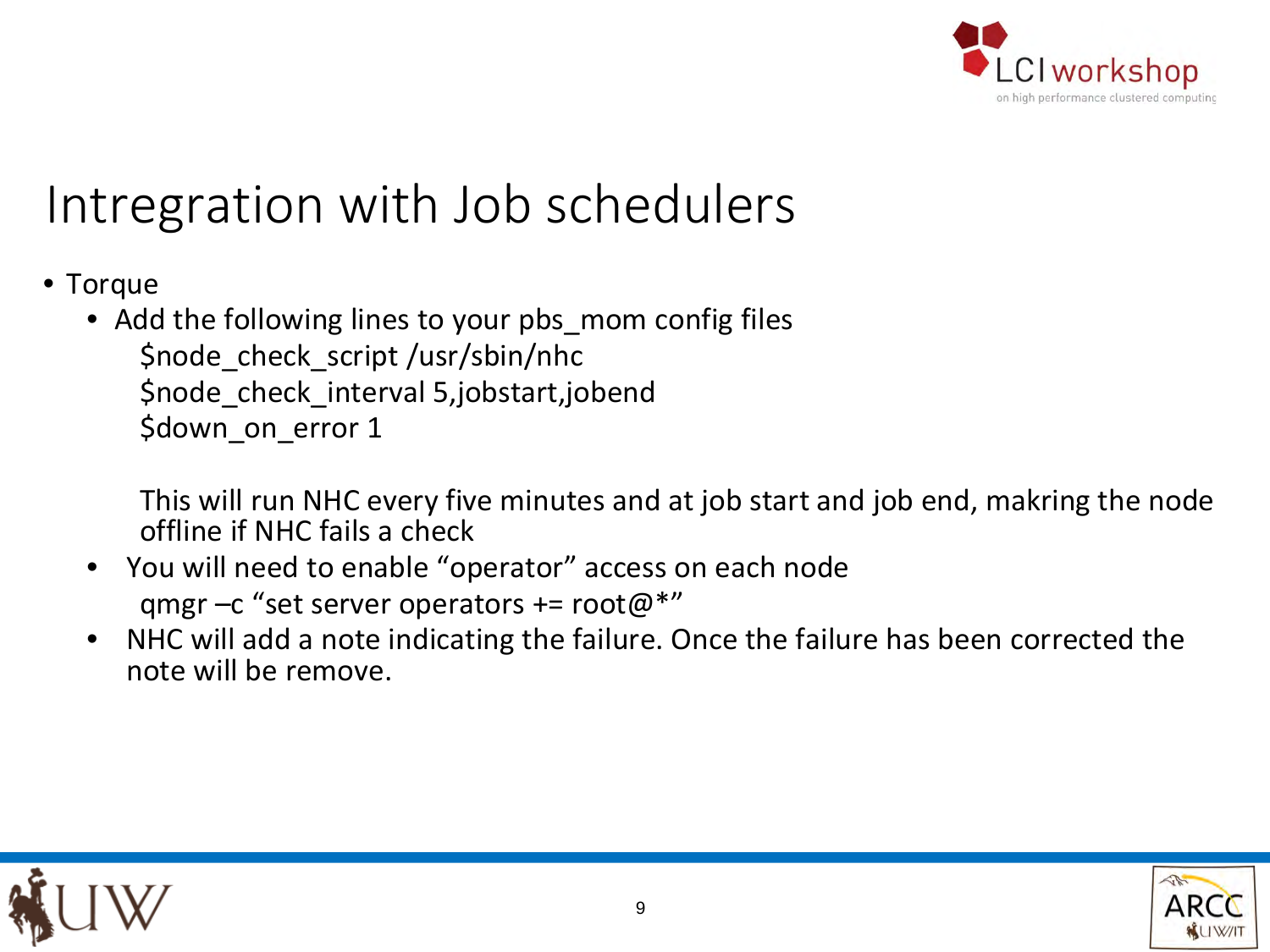# Intregration with Job schedulers

- Torque
  - Add the following lines to your pbs_mom config files

    ```
    $node_check_script /usr/sbin/nhc
    $node_check_interval 5,jobstart,jobend
    $down_on_error 1
    ```

    This will run NHC every five minutes and at job start and job end, makring the node offline if NHC fails a check
  - You will need to enable "operator" access on each node

    ```
    qmgr –c "set server operators += root@*"
    ```
  - NHC will add a note indicating the failure. Once the failure has been corrected the note will be remove.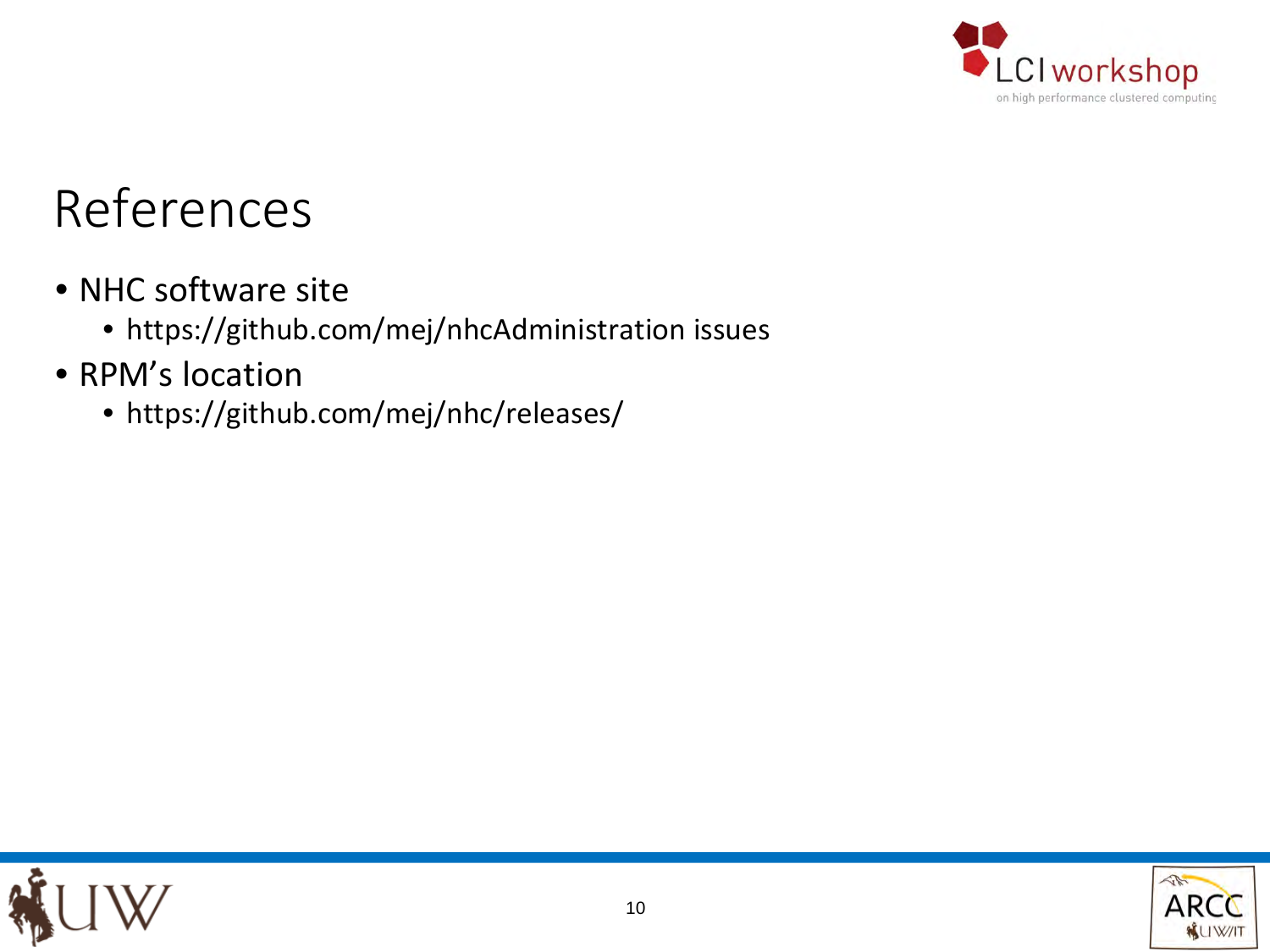# References

- NHC software site
  - https://github.com/mej/nhcAdministration issues
- RPM's location
  - https://github.com/mej/nhc/releases/